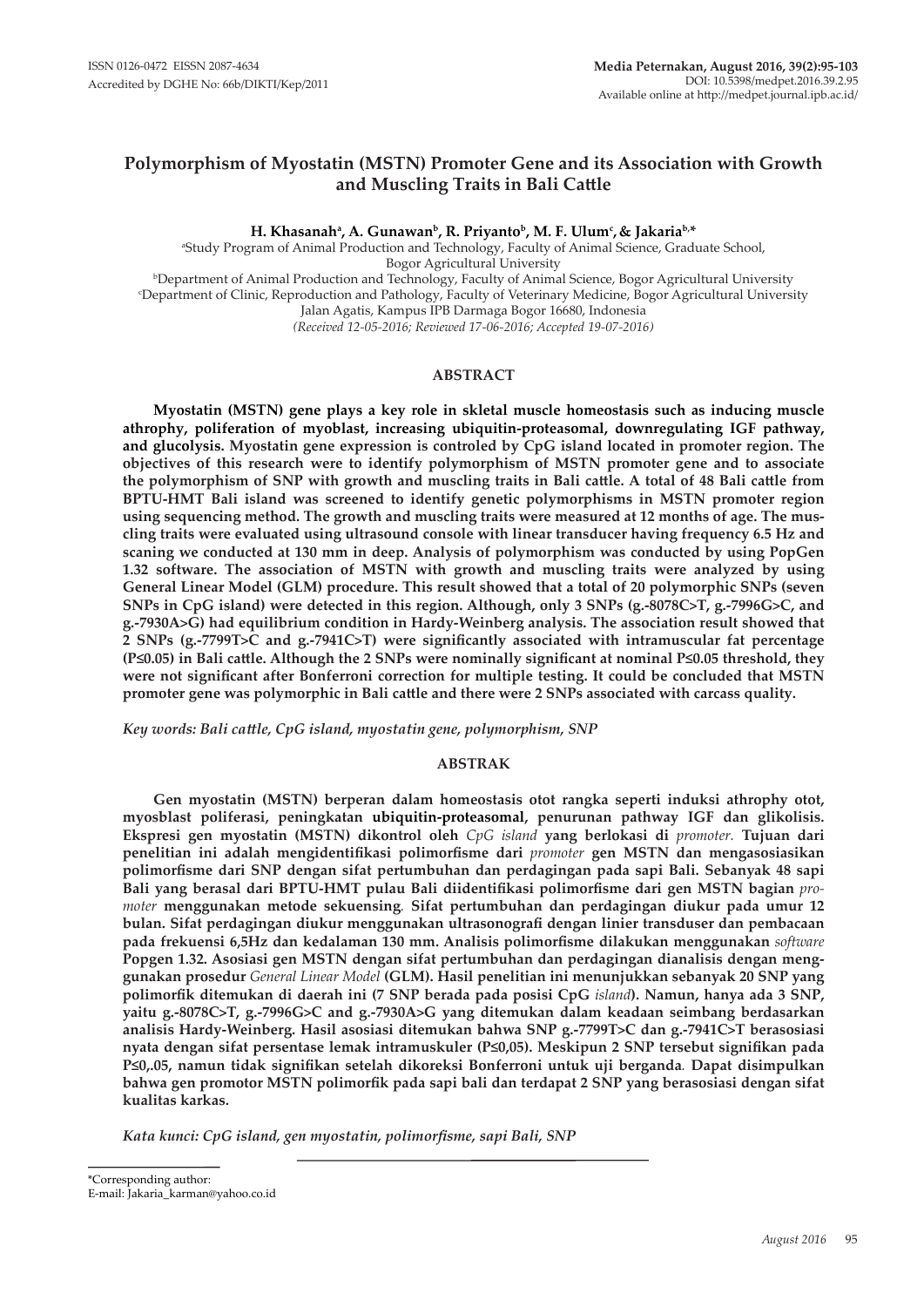ISSN 0126-0472 EISSN 2087-4634
Accredited by DGHE No: 66b/DIKTI/Kep/2011

**Media Peternakan, August 2016, 39(2):95-103**
DOI: 10.5398/medpet.2016.39.2.95
Available online at http://medpet.journal.ipb.ac.id/

# Polymorphism of Myostatin (MSTN) Promoter Gene and its Association with Growth and Muscling Traits in Bali Cattle

**H. Khasanah[a], A. Gunawan[b], R. Priyanto[b], M. F. Ulum[c], & Jakaria[b,*]**

[a]Study Program of Animal Production and Technology, Faculty of Animal Science, Graduate School, Bogor Agricultural University
[b]Department of Animal Production and Technology, Faculty of Animal Science, Bogor Agricultural University
[c]Department of Clinic, Reproduction and Pathology, Faculty of Veterinary Medicine, Bogor Agricultural University
Jalan Agatis, Kampus IPB Darmaga Bogor 16680, Indonesia
*(Received 12-05-2016; Reviewed 17-06-2016; Accepted 19-07-2016)*

## ABSTRACT

**Myostatin (MSTN) gene plays a key role in skletal muscle homeostasis such as inducing muscle athrophy, poliferation of myoblast, increasing ubiquitin-proteasomal, downregulating IGF pathway, and glucolysis. Myostatin gene expression is controled by CpG island located in promoter region. The objectives of this research were to identify polymorphism of MSTN promoter gene and to associate the polymorphism of SNP with growth and muscling traits in Bali cattle. A total of 48 Bali cattle from BPTU-HMT Bali island was screened to identify genetic polymorphisms in MSTN promoter region using sequencing method. The growth and muscling traits were measured at 12 months of age. The muscling traits were evaluated using ultrasound console with linear transducer having frequency 6.5 Hz and scaning we conducted at 130 mm in deep. Analysis of polymorphism was conducted by using PopGen 1.32 software. The association of MSTN with growth and muscling traits were analyzed by using General Linear Model (GLM) procedure. This result showed that a total of 20 polymorphic SNPs (seven SNPs in CpG island) were detected in this region. Although, only 3 SNPs (g.-8078C>T, g.-7996G>C, and g.-7930A>G) had equilibrium condition in Hardy-Weinberg analysis. The association result showed that 2 SNPs (g.-7799T>C and g.-7941C>T) were significantly associated with intramuscular fat percentage (P≤0.05) in Bali cattle. Although the 2 SNPs were nominally significant at nominal P≤0.05 threshold, they were not significant after Bonferroni correction for multiple testing. It could be concluded that MSTN promoter gene was polymorphic in Bali cattle and there were 2 SNPs associated with carcass quality.**

*Key words: Bali cattle, CpG island, myostatin gene, polymorphism, SNP*

## ABSTRAK

**Gen myostatin (MSTN) berperan dalam homeostasis otot rangka seperti induksi athrophy otot, myosblast poliferasi, peningkatan ubiquitin-proteasomal, penurunan pathway IGF dan glikolisis. Ekspresi gen myostatin (MSTN) dikontrol oleh *CpG island* yang berlokasi di *promoter.* Tujuan dari penelitian ini adalah mengidentifikasi polimorfisme dari *promoter* gen MSTN dan mengasosiasikan polimorfisme dari SNP dengan sifat pertumbuhan dan perdagingan pada sapi Bali. Sebanyak 48 sapi Bali yang berasal dari BPTU-HMT pulau Bali diidentifikasi polimorfisme dari gen MSTN bagian *promoter* menggunakan metode sekuensing. Sifat pertumbuhan dan perdagingan diukur pada umur 12 bulan. Sifat perdagingan diukur menggunakan ultrasonografi dengan linier transduser dan pembacaan pada frekuensi 6,5Hz dan kedalaman 130 mm. Analisis polimorfisme dilakukan menggunakan *software* Popgen 1.32. Asosiasi gen MSTN dengan sifat pertumbuhan dan perdagingan dianalisis dengan menggunakan prosedur *General Linear Model* (GLM). Hasil penelitian ini menunjukkan sebanyak 20 SNP yang polimorfik ditemukan di daerah ini (7 SNP berada pada posisi CpG *island*). Namun, hanya ada 3 SNP, yaitu g.-8078C>T, g.-7996G>C and g.-7930A>G yang ditemukan dalam keadaan seimbang berdasarkan analisis Hardy-Weinberg. Hasil asosiasi ditemukan bahwa SNP g.-7799T>C dan g.-7941C>T berasosiasi nyata dengan sifat persentase lemak intramuskuler (P≤0,05). Meskipun 2 SNP tersebut signifikan pada P≤0,.05, namun tidak signifikan setelah dikoreksi Bonferroni untuk uji berganda. Dapat disimpulkan bahwa gen promotor MSTN polimorfik pada sapi bali dan terdapat 2 SNP yang berasosiasi dengan sifat kualitas karkas.**

*Kata kunci: CpG island, gen myostatin, polimorfisme, sapi Bali, SNP*

---

*Corresponding author:
E-mail: Jakaria_karman@yahoo.co.id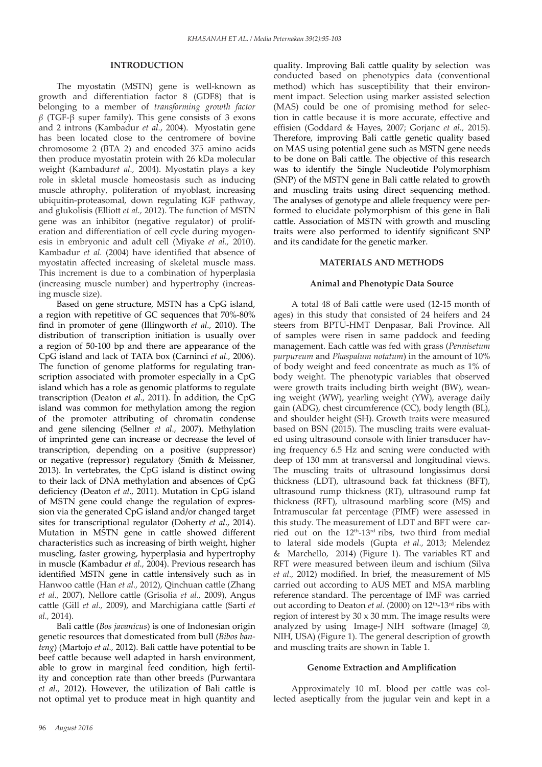## INTRODUCTION

The myostatin (MSTN) gene is well-known as growth and differentiation factor 8 (GDF8) that is belonging to a member of *transforming growth factor β* (TGF-β super family). This gene consists of 3 exons and 2 introns (Kambadur *et al.*, 2004). Myostatin gene has been located close to the centromere of bovine chromosome 2 (BTA 2) and encoded 375 amino acids then produce myostatin protein with 26 kDa molecular weight (Kambadur*et al.,* 2004). Myostatin plays a key role in skletal muscle homeostasis such as inducing muscle athrophy, poliferation of myoblast, increasing ubiquitin-proteasomal, down regulating IGF pathway, and glukolisis (Elliott *et al.,* 2012). The function of MSTN gene was an inhibitor (negative regulator) of proliferation and differentiation of cell cycle during myogenesis in embryonic and adult cell (Miyake *et al.,* 2010). Kambadur *et al.* (2004) have identified that absence of myostatin affected increasing of skeletal muscle mass. This increment is due to a combination of hyperplasia (increasing muscle number) and hypertrophy (increasing muscle size).

Based on gene structure, MSTN has a CpG island, a region with repetitive of GC sequences that 70%-80% find in promoter of gene (Illingworth *et al.,* 2010). The distribution of transcription initiation is usually over a region of 50-100 bp and there are appearance of the CpG island and lack of TATA box (Carninci *et al.,* 2006). The function of genome platforms for regulating transcription associated with promoter especially in a CpG island which has a role as genomic platforms to regulate transcription (Deaton *et al.,* 2011). In addition, the CpG island was common for methylation among the region of the promoter attributing of chromatin condense and gene silencing (Sellner *et al.,* 2007). Methylation of imprinted gene can increase or decrease the level of transcription, depending on a positive (suppressor) or negative (repressor) regulatory (Smith & Meissner, 2013). In vertebrates, the CpG island is distinct owing to their lack of DNA methylation and absences of CpG deficiency (Deaton *et al.,* 2011). Mutation in CpG island of MSTN gene could change the regulation of expression via the generated CpG island and/or changed target sites for transcriptional regulator (Doherty *et al*., 2014). Mutation in MSTN gene in cattle showed different characteristics such as increasing of birth weight, higher muscling, faster growing, hyperplasia and hypertrophy in muscle (Kambadur *et al.,* 2004). Previous research has identified MSTN gene in cattle intensively such as in Hanwoo cattle (Han *et al.,* 2012), Qinchuan cattle (Zhang *et al.,* 2007), Nellore cattle (Grisolia *et al.,* 2009), Angus cattle (Gill *et al.,* 2009), and Marchigiana cattle (Sarti *et al.,* 2014).

Bali cattle (*Bos javanicus*) is one of Indonesian origin genetic resources that domesticated from bull (*Bibos banteng*) (Martojo *et al.,* 2012). Bali cattle have potential to be beef cattle because well adapted in harsh environment, able to grow in marginal feed condition, high fertility and conception rate than other breeds (Purwantara *et al.,* 2012). However, the utilization of Bali cattle is not optimal yet to produce meat in high quantity and quality. Improving Bali cattle quality by selection was conducted based on phenotypics data (conventional method) which has susceptibility that their environment impact. Selection using marker assisted selection (MAS) could be one of promising method for selection in cattle because it is more accurate, effective and effisien (Goddard & Hayes, 2007; Gorjanc *et al.,* 2015). Therefore, improving Bali cattle genetic quality based on MAS using potential gene such as MSTN gene needs to be done on Bali cattle. The objective of this research was to identify the Single Nucleotide Polymorphism (SNP) of the MSTN gene in Bali cattle related to growth and muscling traits using direct sequencing method. The analyses of genotype and allele frequency were performed to elucidate polymorphism of this gene in Bali cattle. Association of MSTN with growth and muscling traits were also performed to identify significant SNP and its candidate for the genetic marker.

## MATERIALS AND METHODS

### Animal and Phenotypic Data Source

A total 48 of Bali cattle were used (12-15 month of ages) in this study that consisted of 24 heifers and 24 steers from BPTU-HMT Denpasar, Bali Province. All of samples were risen in same paddock and feeding management. Each cattle was fed with grass (*Pennisetum purpureum* and *Phaspalum notatum*) in the amount of 10% of body weight and feed concentrate as much as 1% of body weight. The phenotypic variables that observed were growth traits including birth weight (BW), weaning weight (WW), yearling weight (YW), average daily gain (ADG), chest circumference (CC), body length (BL), and shoulder height (SH). Growth traits were measured based on BSN (2015). The muscling traits were evaluated using ultrasound console with linier transducer having frequency 6.5 Hz and scning were conducted with deep of 130 mm at transversal and longitudinal views. The muscling traits of ultrasound longissimus dorsi thickness (LDT), ultrasound back fat thickness (BFT), ultrasound rump thickness (RT), ultrasound rump fat thickness (RFT), ultrasound marbling score (MS) and Intramuscular fat percentage (PIMF) were assessed in this study. The measurement of LDT and BFT were carried out on the $12^{th}$-$13^{rd}$ ribs, two third from medial to lateral side models (Gupta *et al.,* 2013; Melendez & Marchello, 2014) (Figure 1). The variables RT and RFT were measured between ileum and ischium (Silva *et al.,* 2012) modified. In brief, the measurement of MS carried out according to AUS MET and MSA marbling reference standard. The percentage of IMF was carried out according to Deaton *et al.* (2000) on $12^{th}$-$13^{rd}$ ribs with region of interest by 30 x 30 mm. The image results were analyzed by using Image-J NIH software (ImageJ ®, NIH, USA) (Figure 1). The general description of growth and muscling traits are shown in Table 1.

### Genome Extraction and Amplification

Approximately 10 mL blood per cattle was collected aseptically from the jugular vein and kept in a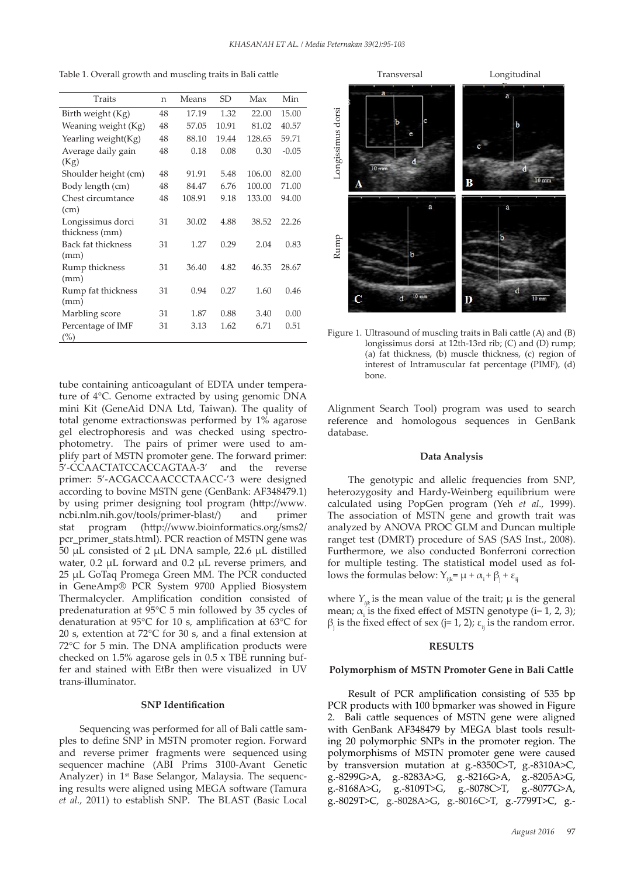Table 1. Overall growth and muscling traits in Bali cattle

| Traits | n | Means | SD | Max | Min |
|---|---|---|---|---|---|
| Birth weight (Kg) | 48 | 17.19 | 1.32 | 22.00 | 15.00 |
| Weaning weight (Kg) | 48 | 57.05 | 10.91 | 81.02 | 40.57 |
| Yearling weight(Kg) | 48 | 88.10 | 19.44 | 128.65 | 59.71 |
| Average daily gain (Kg) | 48 | 0.18 | 0.08 | 0.30 | -0.05 |
| Shoulder height (cm) | 48 | 91.91 | 5.48 | 106.00 | 82.00 |
| Body length (cm) | 48 | 84.47 | 6.76 | 100.00 | 71.00 |
| Chest circumtance (cm) | 48 | 108.91 | 9.18 | 133.00 | 94.00 |
| Longissimus dorci thickness (mm) | 31 | 30.02 | 4.88 | 38.52 | 22.26 |
| Back fat thickness (mm) | 31 | 1.27 | 0.29 | 2.04 | 0.83 |
| Rump thickness (mm) | 31 | 36.40 | 4.82 | 46.35 | 28.67 |
| Rump fat thickness (mm) | 31 | 0.94 | 0.27 | 1.60 | 0.46 |
| Marbling score | 31 | 1.87 | 0.88 | 3.40 | 0.00 |
| Percentage of IMF (%) | 31 | 3.13 | 1.62 | 6.71 | 0.51 |

Figure 1. Ultrasound of muscling traits in Bali cattle (A) and (B) longissimus dorsi at 12th-13rd rib; (C) and (D) rump; (a) fat thickness, (b) muscle thickness, (c) region of interest of Intramuscular fat percentage (PIMF), (d) bone.

tube containing anticoagulant of EDTA under temperature of 4°C. Genome extracted by using genomic DNA mini Kit (GeneAid DNA Ltd, Taiwan). The quality of total genome extractionswas performed by 1% agarose gel electrophoresis and was checked using spectrophotometry. The pairs of primer were used to amplify part of MSTN promoter gene. The forward primer: 5'-CCAACTATCCACCAGTAA-3' and the reverse primer: 5'-ACGACCAACCCTAACC-'3 were designed according to bovine MSTN gene (GenBank: AF348479.1) by using primer designing tool program (http://www.ncbi.nlm.nih.gov/tools/primer-blast/) and primer stat program (http://www.bioinformatics.org/sms2/pcr_primer_stats.html). PCR reaction of MSTN gene was 50 μL consisted of 2 μL DNA sample, 22.6 μL distilled water, 0.2 μL forward and 0.2 μL reverse primers, and 25 μL GoTaq Promega Green MM. The PCR conducted in GeneAmp® PCR System 9700 Applied Biosystem Thermalcycler. Amplification condition consisted of predenaturation at 95°C 5 min followed by 35 cycles of denaturation at 95°C for 10 s, amplification at 63°C for 20 s, extention at 72°C for 30 s, and a final extension at 72°C for 5 min. The DNA amplification products were checked on 1.5% agarose gels in 0.5 x TBE running buffer and stained with EtBr then were visualized in UV trans-illuminator.

### SNP Identification

Sequencing was performed for all of Bali cattle samples to define SNP in MSTN promoter region. Forward and reverse primer fragments were sequenced using sequencer machine (ABI Prims 3100-Avant Genetic Analyzer) in 1st Base Selangor, Malaysia. The sequencing results were aligned using MEGA software (Tamura *et al.*, 2011) to establish SNP. The BLAST (Basic Local Alignment Search Tool) program was used to search reference and homologous sequences in GenBank database.

### Data Analysis

The genotypic and allelic frequencies from SNP, heterozygosity and Hardy-Weinberg equilibrium were calculated using PopGen program (Yeh *et al.*, 1999). The association of MSTN gene and growth trait was analyzed by ANOVA PROC GLM and Duncan multiple ranget test (DMRT) procedure of SAS (SAS Inst., 2008). Furthermore, we also conducted Bonferroni correction for multiple testing. The statistical model used as follows the formulas below: $Y_{ijk} = \mu + \alpha_i + \beta_j + \varepsilon_{ij}$

where $Y_{ijk}$ is the mean value of the trait; $\mu$ is the general mean; $\alpha_i$ is the fixed effect of MSTN genotype (i= 1, 2, 3); $\beta_j$ is the fixed effect of sex (j= 1, 2); $\varepsilon_{ij}$ is the random error.

## RESULTS

### Polymorphism of MSTN Promoter Gene in Bali Cattle

Result of PCR amplification consisting of 535 bp PCR products with 100 bpmarker was showed in Figure 2. Bali cattle sequences of MSTN gene were aligned with GenBank AF348479 by MEGA blast tools resulting 20 polymorphic SNPs in the promoter region. The polymorphisms of MSTN promoter gene were caused by transversion mutation at g.-8350C>T, g.-8310A>C, g.-8299G>A, g.-8283A>G, g.-8216G>A, g.-8205A>G, g.-8168A>G, g.-8109T>G, g.-8078C>T, g.-8077G>A, g.-8029T>C, g.-8028A>G, g.-8016C>T, g.-7799T>C, g.-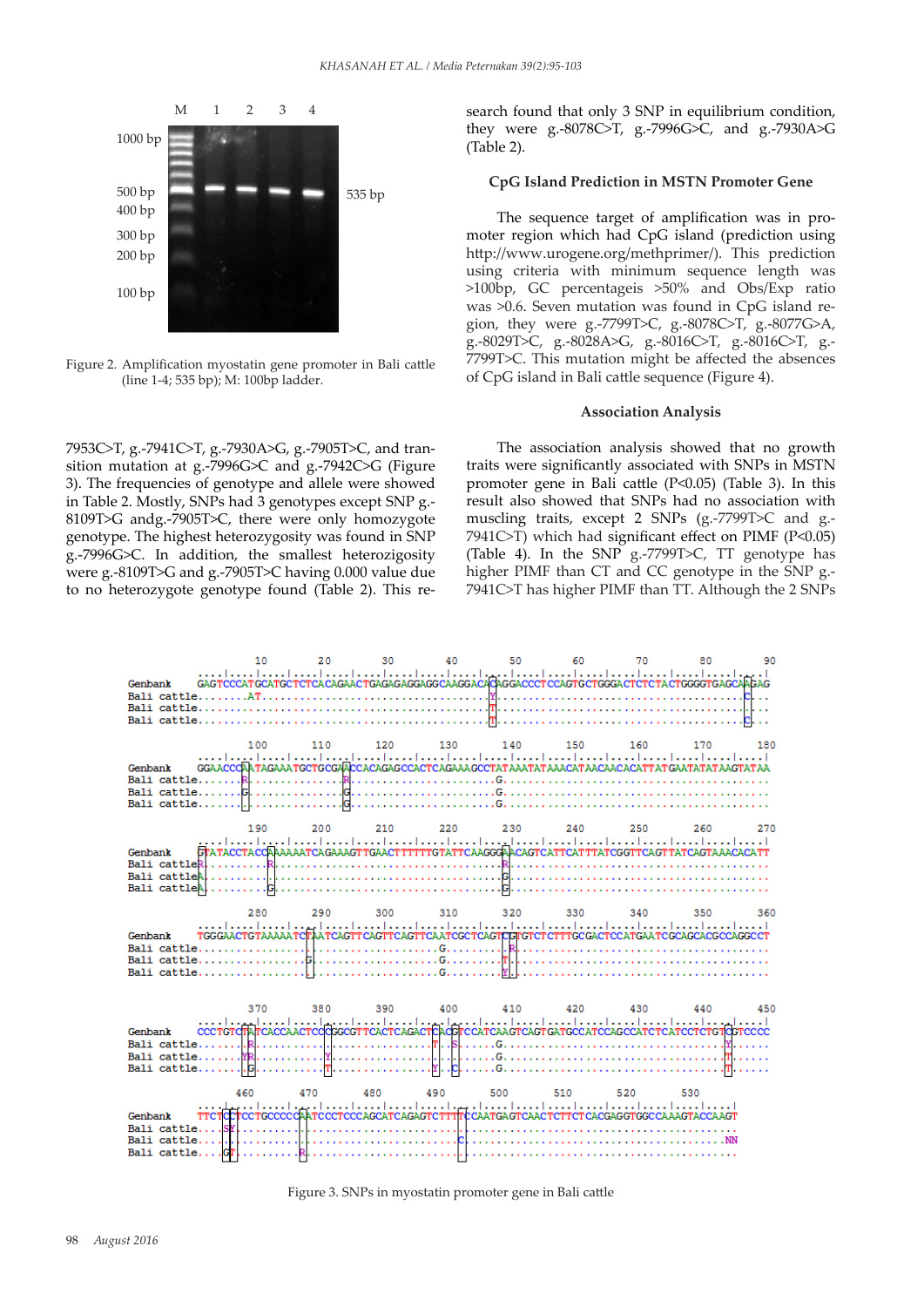Figure 2. Amplification myostatin gene promoter in Bali cattle (line 1-4; 535 bp); M: 100bp ladder.

7953C>T, g.-7941C>T, g.-7930A>G, g.-7905T>C, and transition mutation at g.-7996G>C and g.-7942C>G (Figure 3). The frequencies of genotype and allele were showed in Table 2. Mostly, SNPs had 3 genotypes except SNP g.-8109T>G andg.-7905T>C, there were only homozygote genotype. The highest heterozygosity was found in SNP g.-7996G>C. In addition, the smallest heterozigosity were g.-8109T>G and g.-7905T>C having 0.000 value due to no heterozygote genotype found (Table 2). This research found that only 3 SNP in equilibrium condition, they were g.-8078C>T, g.-7996G>C, and g.-7930A>G (Table 2).

### CpG Island Prediction in MSTN Promoter Gene

The sequence target of amplification was in promoter region which had CpG island (prediction using http://www.urogene.org/methprimer/). This prediction using criteria with minimum sequence length was >100bp, GC percentageis >50% and Obs/Exp ratio was >0.6. Seven mutation was found in CpG island region, they were g.-7799T>C, g.-8078C>T, g.-8077G>A, g.-8029T>C, g.-8028A>G, g.-8016C>T, g.-8016C>T, g.-7799T>C. This mutation might be affected the absences of CpG island in Bali cattle sequence (Figure 4).

### Association Analysis

The association analysis showed that no growth traits were significantly associated with SNPs in MSTN promoter gene in Bali cattle (P<0.05) (Table 3). In this result also showed that SNPs had no association with muscling traits, except 2 SNPs (g.-7799T>C and g.-7941C>T) which had significant effect on PIMF (P<0.05) (Table 4). In the SNP g.-7799T>C, TT genotype has higher PIMF than CT and CC genotype in the SNP g.-7941C>T has higher PIMF than TT. Although the 2 SNPs

Figure 3. SNPs in myostatin promoter gene in Bali cattle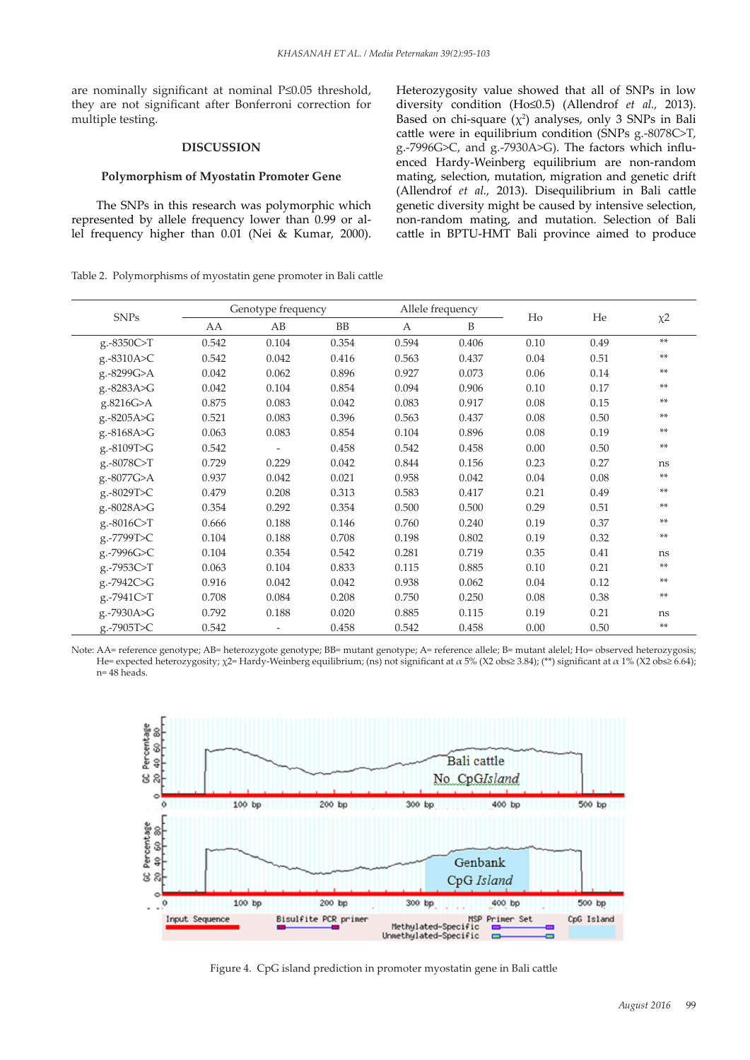are nominally significant at nominal P≤0.05 threshold, they are not significant after Bonferroni correction for multiple testing.

## DISCUSSION

### Polymorphism of Myostatin Promoter Gene

The SNPs in this research was polymorphic which represented by allele frequency lower than 0.99 or allel frequency higher than 0.01 (Nei & Kumar, 2000). Heterozygosity value showed that all of SNPs in low diversity condition (Ho≤0.5) (Allendrof *et al.*, 2013). Based on chi-square ($\chi^2$) analyses, only 3 SNPs in Bali cattle were in equilibrium condition (SNPs g.-8078C>T, g.-7996G>C, and g.-7930A>G). The factors which influenced Hardy-Weinberg equilibrium are non-random mating, selection, mutation, migration and genetic drift (Allendrof *et al.*, 2013). Disequilibrium in Bali cattle genetic diversity might be caused by intensive selection, non-random mating, and mutation. Selection of Bali cattle in BPTU-HMT Bali province aimed to produce

Table 2. Polymorphisms of myostatin gene promoter in Bali cattle

| SNPs | Genotype frequency | | | Allele frequency | | Ho | He | χ2 |
|---|---|---|---|---|---|---|---|---|
| | AA | AB | BB | A | B | | | |
| g.-8350C>T | 0.542 | 0.104 | 0.354 | 0.594 | 0.406 | 0.10 | 0.49 | ** |
| g.-8310A>C | 0.542 | 0.042 | 0.416 | 0.563 | 0.437 | 0.04 | 0.51 | ** |
| g.-8299G>A | 0.042 | 0.062 | 0.896 | 0.927 | 0.073 | 0.06 | 0.14 | ** |
| g.-8283A>G | 0.042 | 0.104 | 0.854 | 0.094 | 0.906 | 0.10 | 0.17 | ** |
| g.8216G>A | 0.875 | 0.083 | 0.042 | 0.083 | 0.917 | 0.08 | 0.15 | ** |
| g.-8205A>G | 0.521 | 0.083 | 0.396 | 0.563 | 0.437 | 0.08 | 0.50 | ** |
| g.-8168A>G | 0.063 | 0.083 | 0.854 | 0.104 | 0.896 | 0.08 | 0.19 | ** |
| g.-8109T>G | 0.542 | - | 0.458 | 0.542 | 0.458 | 0.00 | 0.50 | ** |
| g.-8078C>T | 0.729 | 0.229 | 0.042 | 0.844 | 0.156 | 0.23 | 0.27 | ns |
| g.-8077G>A | 0.937 | 0.042 | 0.021 | 0.958 | 0.042 | 0.04 | 0.08 | ** |
| g.-8029T>C | 0.479 | 0.208 | 0.313 | 0.583 | 0.417 | 0.21 | 0.49 | ** |
| g.-8028A>G | 0.354 | 0.292 | 0.354 | 0.500 | 0.500 | 0.29 | 0.51 | ** |
| g.-8016C>T | 0.666 | 0.188 | 0.146 | 0.760 | 0.240 | 0.19 | 0.37 | ** |
| g.-7799T>C | 0.104 | 0.188 | 0.708 | 0.198 | 0.802 | 0.19 | 0.32 | ** |
| g.-7996G>C | 0.104 | 0.354 | 0.542 | 0.281 | 0.719 | 0.35 | 0.41 | ns |
| g.-7953C>T | 0.063 | 0.104 | 0.833 | 0.115 | 0.885 | 0.10 | 0.21 | ** |
| g.-7942C>G | 0.916 | 0.042 | 0.042 | 0.938 | 0.062 | 0.04 | 0.12 | ** |
| g.-7941C>T | 0.708 | 0.084 | 0.208 | 0.750 | 0.250 | 0.08 | 0.38 | ** |
| g.-7930A>G | 0.792 | 0.188 | 0.020 | 0.885 | 0.115 | 0.19 | 0.21 | ns |
| g.-7905T>C | 0.542 | - | 0.458 | 0.542 | 0.458 | 0.00 | 0.50 | ** |

Note: AA= reference genotype; AB= heterozygote genotype; BB= mutant genotype; A= reference allele; B= mutant alelel; Ho= observed heterozygosis; He= expected heterozygosity; χ2= Hardy-Weinberg equilibrium; (ns) not significant at α 5% (X2 obs≥ 3.84); (**) significant at α 1% (X2 obs≥ 6.64); n= 48 heads.

Figure 4. CpG island prediction in promoter myostatin gene in Bali cattle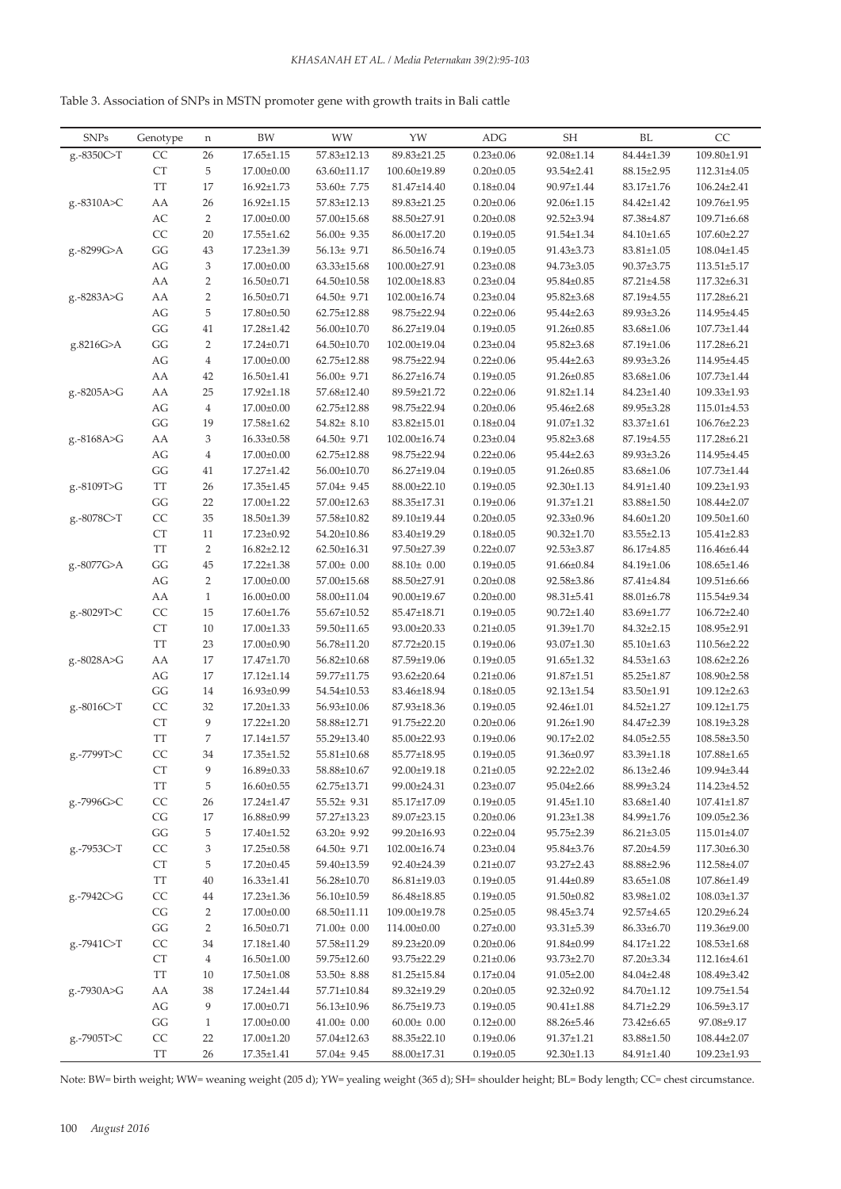Table 3. Association of SNPs in MSTN promoter gene with growth traits in Bali cattle

| SNPs | Genotype | n | BW | WW | YW | ADG | SH | BL | CC |
|---|---|---|---|---|---|---|---|---|---|
| g.-8350C>T | CC | 26 | 17.65±1.15 | 57.83±12.13 | 89.83±21.25 | 0.23±0.06 | 92.08±1.14 | 84.44±1.39 | 109.80±1.91 |
| | CT | 5 | 17.00±0.00 | 63.60±11.17 | 100.60±19.89 | 0.20±0.05 | 93.54±2.41 | 88.15±2.95 | 112.31±4.05 |
| | TT | 17 | 16.92±1.73 | 53.60± 7.75 | 81.47±14.40 | 0.18±0.04 | 90.97±1.44 | 83.17±1.76 | 106.24±2.41 |
| g.-8310A>C | AA | 26 | 16.92±1.15 | 57.83±12.13 | 89.83±21.25 | 0.20±0.06 | 92.06±1.15 | 84.42±1.42 | 109.76±1.95 |
| | AC | 2 | 17.00±0.00 | 57.00±15.68 | 88.50±27.91 | 0.20±0.08 | 92.52±3.94 | 87.38±4.87 | 109.71±6.68 |
| | CC | 20 | 17.55±1.62 | 56.00± 9.35 | 86.00±17.20 | 0.19±0.05 | 91.54±1.34 | 84.10±1.65 | 107.60±2.27 |
| g.-8299G>A | GG | 43 | 17.23±1.39 | 56.13± 9.71 | 86.50±16.74 | 0.19±0.05 | 91.43±3.73 | 83.81±1.05 | 108.04±1.45 |
| | AG | 3 | 17.00±0.00 | 63.33±15.68 | 100.00±27.91 | 0.23±0.08 | 94.73±3.05 | 90.37±3.75 | 113.51±5.17 |
| | AA | 2 | 16.50±0.71 | 64.50±10.58 | 102.00±18.83 | 0.23±0.04 | 95.84±0.85 | 87.21±4.58 | 117.32±6.31 |
| g.-8283A>G | AA | 2 | 16.50±0.71 | 64.50± 9.71 | 102.00±16.74 | 0.23±0.04 | 95.82±3.68 | 87.19±4.55 | 117.28±6.21 |
| | AG | 5 | 17.80±0.50 | 62.75±12.88 | 98.75±22.94 | 0.22±0.06 | 95.44±2.63 | 89.93±3.26 | 114.95±4.45 |
| | GG | 41 | 17.28±1.42 | 56.00±10.70 | 86.27±19.04 | 0.19±0.05 | 91.26±0.85 | 83.68±1.06 | 107.73±1.44 |
| g.8216G>A | GG | 2 | 17.24±0.71 | 64.50±10.70 | 102.00±19.04 | 0.23±0.04 | 95.82±3.68 | 87.19±1.06 | 117.28±6.21 |
| | AG | 4 | 17.00±0.00 | 62.75±12.88 | 98.75±22.94 | 0.22±0.06 | 95.44±2.63 | 89.93±3.26 | 114.95±4.45 |
| | AA | 42 | 16.50±1.41 | 56.00± 9.71 | 86.27±16.74 | 0.19±0.05 | 91.26±0.85 | 83.68±1.06 | 107.73±1.44 |
| g.-8205A>G | AA | 25 | 17.92±1.18 | 57.68±12.40 | 89.59±21.72 | 0.22±0.06 | 91.82±1.14 | 84.23±1.40 | 109.33±1.93 |
| | AG | 4 | 17.00±0.00 | 62.75±12.88 | 98.75±22.94 | 0.20±0.06 | 95.46±2.68 | 89.95±3.28 | 115.01±4.53 |
| | GG | 19 | 17.58±1.62 | 54.82± 8.10 | 83.82±15.01 | 0.18±0.04 | 91.07±1.32 | 83.37±1.61 | 106.76±2.23 |
| g.-8168A>G | AA | 3 | 16.33±0.58 | 64.50± 9.71 | 102.00±16.74 | 0.23±0.04 | 95.82±3.68 | 87.19±4.55 | 117.28±6.21 |
| | AG | 4 | 17.00±0.00 | 62.75±12.88 | 98.75±22.94 | 0.22±0.06 | 95.44±2.63 | 89.93±3.26 | 114.95±4.45 |
| | GG | 41 | 17.27±1.42 | 56.00±10.70 | 86.27±19.04 | 0.19±0.05 | 91.26±0.85 | 83.68±1.06 | 107.73±1.44 |
| g.-8109T>G | TT | 26 | 17.35±1.45 | 57.04± 9.45 | 88.00±22.10 | 0.19±0.05 | 92.30±1.13 | 84.91±1.40 | 109.23±1.93 |
| | GG | 22 | 17.00±1.22 | 57.00±12.63 | 88.35±17.31 | 0.19±0.06 | 91.37±1.21 | 83.88±1.50 | 108.44±2.07 |
| g.-8078C>T | CC | 35 | 18.50±1.39 | 57.58±10.82 | 89.10±19.44 | 0.20±0.05 | 92.33±0.96 | 84.60±1.20 | 109.50±1.60 |
| | CT | 11 | 17.23±0.92 | 54.20±10.86 | 83.40±19.29 | 0.18±0.05 | 90.32±1.70 | 83.55±2.13 | 105.41±2.83 |
| | TT | 2 | 16.82±2.12 | 62.50±16.31 | 97.50±27.39 | 0.22±0.07 | 92.53±3.87 | 86.17±4.85 | 116.46±6.44 |
| g.-8077G>A | GG | 45 | 17.22±1.38 | 57.00± 0.00 | 88.10± 0.00 | 0.19±0.05 | 91.66±0.84 | 84.19±1.06 | 108.65±1.46 |
| | AG | 2 | 17.00±0.00 | 57.00±15.68 | 88.50±27.91 | 0.20±0.08 | 92.58±3.86 | 87.41±4.84 | 109.51±6.66 |
| | AA | 1 | 16.00±0.00 | 58.00±11.04 | 90.00±19.67 | 0.20±0.00 | 98.31±5.41 | 88.01±6.78 | 115.54±9.34 |
| g.-8029T>C | CC | 15 | 17.60±1.76 | 55.67±10.52 | 85.47±18.71 | 0.19±0.05 | 90.72±1.40 | 83.69±1.77 | 106.72±2.40 |
| | CT | 10 | 17.00±1.33 | 59.50±11.65 | 93.00±20.33 | 0.21±0.05 | 91.39±1.70 | 84.32±2.15 | 108.95±2.91 |
| | TT | 23 | 17.00±0.90 | 56.78±11.20 | 87.72±20.15 | 0.19±0.06 | 93.07±1.30 | 85.10±1.63 | 110.56±2.22 |
| g.-8028A>G | AA | 17 | 17.47±1.70 | 56.82±10.68 | 87.59±19.06 | 0.19±0.05 | 91.65±1.32 | 84.53±1.63 | 108.62±2.26 |
| | AG | 17 | 17.12±1.14 | 59.77±11.75 | 93.62±20.64 | 0.21±0.06 | 91.87±1.51 | 85.25±1.87 | 108.90±2.58 |
| | GG | 14 | 16.93±0.99 | 54.54±10.53 | 83.46±18.94 | 0.18±0.05 | 92.13±1.54 | 83.50±1.91 | 109.12±2.63 |
| g.-8016C>T | CC | 32 | 17.20±1.33 | 56.93±10.06 | 87.93±18.36 | 0.19±0.05 | 92.46±1.01 | 84.52±1.27 | 109.12±1.75 |
| | CT | 9 | 17.22±1.20 | 58.88±12.71 | 91.75±22.20 | 0.20±0.06 | 91.26±1.90 | 84.47±2.39 | 108.19±3.28 |
| | TT | 7 | 17.14±1.57 | 55.29±13.40 | 85.00±22.93 | 0.19±0.06 | 90.17±2.02 | 84.05±2.55 | 108.58±3.50 |
| g.-7799T>C | CC | 34 | 17.35±1.52 | 55.81±10.68 | 85.77±18.95 | 0.19±0.05 | 91.36±0.97 | 83.39±1.18 | 107.88±1.65 |
| | CT | 9 | 16.89±0.33 | 58.88±10.67 | 92.00±19.18 | 0.21±0.05 | 92.22±2.02 | 86.13±2.46 | 109.94±3.44 |
| | TT | 5 | 16.60±0.55 | 62.75±13.71 | 99.00±24.31 | 0.23±0.07 | 95.04±2.66 | 88.99±3.24 | 114.23±4.52 |
| g.-7996G>C | CC | 26 | 17.24±1.47 | 55.52± 9.31 | 85.17±17.09 | 0.19±0.05 | 91.45±1.10 | 83.68±1.40 | 107.41±1.87 |
| | CG | 17 | 16.88±0.99 | 57.27±13.23 | 89.07±23.15 | 0.20±0.06 | 91.23±1.38 | 84.99±1.76 | 109.05±2.36 |
| | GG | 5 | 17.40±1.52 | 63.20± 9.92 | 99.20±16.93 | 0.22±0.04 | 95.75±2.39 | 86.21±3.05 | 115.01±4.07 |
| g.-7953C>T | CC | 3 | 17.25±0.58 | 64.50± 9.71 | 102.00±16.74 | 0.23±0.04 | 95.84±3.76 | 87.20±4.59 | 117.30±6.30 |
| | CT | 5 | 17.20±0.45 | 59.40±13.59 | 92.40±24.39 | 0.21±0.07 | 93.27±2.43 | 88.88±2.96 | 112.58±4.07 |
| | TT | 40 | 16.33±1.41 | 56.28±10.70 | 86.81±19.03 | 0.19±0.05 | 91.44±0.89 | 83.65±1.08 | 107.86±1.49 |
| g.-7942C>G | CC | 44 | 17.23±1.36 | 56.10±10.59 | 86.48±18.85 | 0.19±0.05 | 91.50±0.82 | 83.98±1.02 | 108.03±1.37 |
| | CG | 2 | 17.00±0.00 | 68.50±11.11 | 109.00±19.78 | 0.25±0.05 | 98.45±3.74 | 92.57±4.65 | 120.29±6.24 |
| | GG | 2 | 16.50±0.71 | 71.00± 0.00 | 114.00±0.00 | 0.27±0.00 | 93.31±5.39 | 86.33±6.70 | 119.36±9.00 |
| g.-7941C>T | CC | 34 | 17.18±1.40 | 57.58±11.29 | 89.23±20.09 | 0.20±0.06 | 91.84±0.99 | 84.17±1.22 | 108.53±1.68 |
| | CT | 4 | 16.50±1.00 | 59.75±12.60 | 93.75±22.29 | 0.21±0.06 | 93.73±2.70 | 87.20±3.34 | 112.16±4.61 |
| | TT | 10 | 17.50±1.08 | 53.50± 8.88 | 81.25±15.84 | 0.17±0.04 | 91.05±2.00 | 84.04±2.48 | 108.49±3.42 |
| g.-7930A>G | AA | 38 | 17.24±1.44 | 57.71±10.84 | 89.32±19.29 | 0.20±0.05 | 92.32±0.92 | 84.70±1.12 | 109.75±1.54 |
| | AG | 9 | 17.00±0.71 | 56.13±10.96 | 86.75±19.73 | 0.19±0.05 | 90.41±1.88 | 84.71±2.29 | 106.59±3.17 |
| | GG | 1 | 17.00±0.00 | 41.00± 0.00 | 60.00± 0.00 | 0.12±0.00 | 88.26±5.46 | 73.42±6.65 | 97.08±9.17 |
| g.-7905T>C | CC | 22 | 17.00±1.20 | 57.04±12.63 | 88.35±22.10 | 0.19±0.06 | 91.37±1.21 | 83.88±1.50 | 108.44±2.07 |
| | TT | 26 | 17.35±1.41 | 57.04± 9.45 | 88.00±17.31 | 0.19±0.05 | 92.30±1.13 | 84.91±1.40 | 109.23±1.93 |

Note: BW= birth weight; WW= weaning weight (205 d); YW= yealing weight (365 d); SH= shoulder height; BL= Body length; CC= chest circumstance.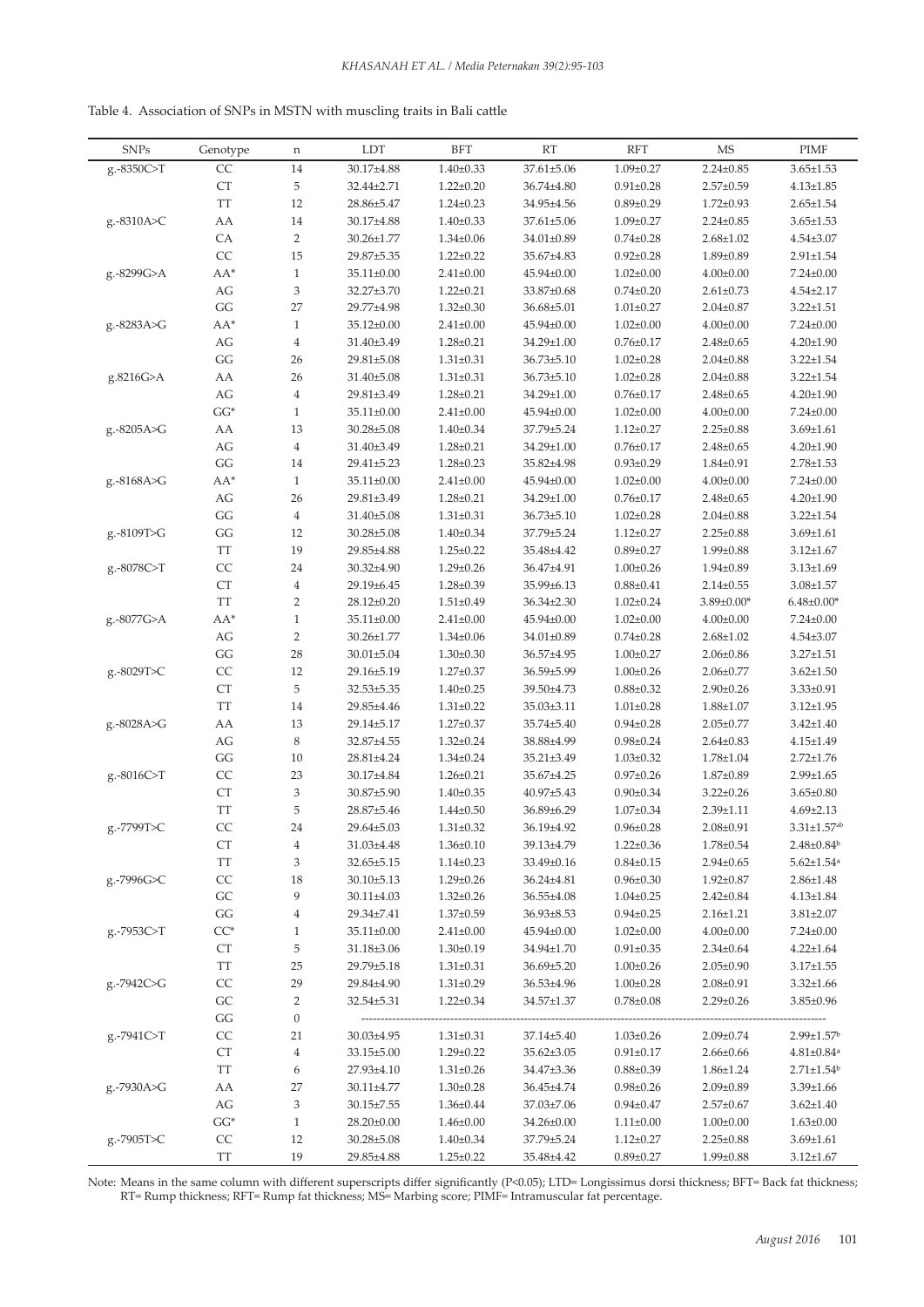Table 4. Association of SNPs in MSTN with muscling traits in Bali cattle

| SNPs | Genotype | n | LDT | BFT | RT | RFT | MS | PIMF |
|---|---|---|---|---|---|---|---|---|
| g.-8350C>T | CC | 14 | 30.17±4.88 | 1.40±0.33 | 37.61±5.06 | 1.09±0.27 | 2.24±0.85 | 3.65±1.53 |
| | CT | 5 | 32.44±2.71 | 1.22±0.20 | 36.74±4.80 | 0.91±0.28 | 2.57±0.59 | 4.13±1.85 |
| | TT | 12 | 28.86±5.47 | 1.24±0.23 | 34.95±4.56 | 0.89±0.29 | 1.72±0.93 | 2.65±1.54 |
| g.-8310A>C | AA | 14 | 30.17±4.88 | 1.40±0.33 | 37.61±5.06 | 1.09±0.27 | 2.24±0.85 | 3.65±1.53 |
| | CA | 2 | 30.26±1.77 | 1.34±0.06 | 34.01±0.89 | 0.74±0.28 | 2.68±1.02 | 4.54±3.07 |
| | CC | 15 | 29.87±5.35 | 1.22±0.22 | 35.67±4.83 | 0.92±0.28 | 1.89±0.89 | 2.91±1.54 |
| g.-8299G>A | AA* | 1 | 35.11±0.00 | 2.41±0.00 | 45.94±0.00 | 1.02±0.00 | 4.00±0.00 | 7.24±0.00 |
| | AG | 3 | 32.27±3.70 | 1.22±0.21 | 33.87±0.68 | 0.74±0.20 | 2.61±0.73 | 4.54±2.17 |
| | GG | 27 | 29.77±4.98 | 1.32±0.30 | 36.68±5.01 | 1.01±0.27 | 2.04±0.87 | 3.22±1.51 |
| g.-8283A>G | AA* | 1 | 35.12±0.00 | 2.41±0.00 | 45.94±0.00 | 1.02±0.00 | 4.00±0.00 | 7.24±0.00 |
| | AG | 4 | 31.40±3.49 | 1.28±0.21 | 34.29±1.00 | 0.76±0.17 | 2.48±0.65 | 4.20±1.90 |
| | GG | 26 | 29.81±5.08 | 1.31±0.31 | 36.73±5.10 | 1.02±0.28 | 2.04±0.88 | 3.22±1.54 |
| g.8216G>A | AA | 26 | 31.40±5.08 | 1.31±0.31 | 36.73±5.10 | 1.02±0.28 | 2.04±0.88 | 3.22±1.54 |
| | AG | 4 | 29.81±3.49 | 1.28±0.21 | 34.29±1.00 | 0.76±0.17 | 2.48±0.65 | 4.20±1.90 |
| | GG* | 1 | 35.11±0.00 | 2.41±0.00 | 45.94±0.00 | 1.02±0.00 | 4.00±0.00 | 7.24±0.00 |
| g.-8205A>G | AA | 13 | 30.28±5.08 | 1.40±0.34 | 37.79±5.24 | 1.12±0.27 | 2.25±0.88 | 3.69±1.61 |
| | AG | 4 | 31.40±3.49 | 1.28±0.21 | 34.29±1.00 | 0.76±0.17 | 2.48±0.65 | 4.20±1.90 |
| | GG | 14 | 29.41±5.23 | 1.28±0.23 | 35.82±4.98 | 0.93±0.29 | 1.84±0.91 | 2.78±1.53 |
| g.-8168A>G | AA* | 1 | 35.11±0.00 | 2.41±0.00 | 45.94±0.00 | 1.02±0.00 | 4.00±0.00 | 7.24±0.00 |
| | AG | 26 | 29.81±3.49 | 1.28±0.21 | 34.29±1.00 | 0.76±0.17 | 2.48±0.65 | 4.20±1.90 |
| | GG | 4 | 31.40±5.08 | 1.31±0.31 | 36.73±5.10 | 1.02±0.28 | 2.04±0.88 | 3.22±1.54 |
| g.-8109T>G | GG | 12 | 30.28±5.08 | 1.40±0.34 | 37.79±5.24 | 1.12±0.27 | 2.25±0.88 | 3.69±1.61 |
| | TT | 19 | 29.85±4.88 | 1.25±0.22 | 35.48±4.42 | 0.89±0.27 | 1.99±0.88 | 3.12±1.67 |
| g.-8078C>T | CC | 24 | 30.32±4.90 | 1.29±0.26 | 36.47±4.91 | 1.00±0.26 | 1.94±0.89 | 3.13±1.69 |
| | CT | 4 | 29.19±6.45 | 1.28±0.39 | 35.99±6.13 | 0.88±0.41 | 2.14±0.55 | 3.08±1.57 |
| | TT | 2 | 28.12±0.20 | 1.51±0.49 | 36.34±2.30 | 1.02±0.24 | 3.89±0.00* | 6.48±0.00* |
| g.-8077G>A | AA* | 1 | 35.11±0.00 | 2.41±0.00 | 45.94±0.00 | 1.02±0.00 | 4.00±0.00 | 7.24±0.00 |
| | AG | 2 | 30.26±1.77 | 1.34±0.06 | 34.01±0.89 | 0.74±0.28 | 2.68±1.02 | 4.54±3.07 |
| | GG | 28 | 30.01±5.04 | 1.30±0.30 | 36.57±4.95 | 1.00±0.27 | 2.06±0.86 | 3.27±1.51 |
| g.-8029T>C | CC | 12 | 29.16±5.19 | 1.27±0.37 | 36.59±5.99 | 1.00±0.26 | 2.06±0.77 | 3.62±1.50 |
| | CT | 5 | 32.53±5.35 | 1.40±0.25 | 39.50±4.73 | 0.88±0.32 | 2.90±0.26 | 3.33±0.91 |
| | TT | 14 | 29.85±4.46 | 1.31±0.22 | 35.03±3.11 | 1.01±0.28 | 1.88±1.07 | 3.12±1.95 |
| g.-8028A>G | AA | 13 | 29.14±5.17 | 1.27±0.37 | 35.74±5.40 | 0.94±0.28 | 2.05±0.77 | 3.42±1.40 |
| | AG | 8 | 32.87±4.55 | 1.32±0.24 | 38.88±4.99 | 0.98±0.24 | 2.64±0.83 | 4.15±1.49 |
| | GG | 10 | 28.81±4.24 | 1.34±0.24 | 35.21±3.49 | 1.03±0.32 | 1.78±1.04 | 2.72±1.76 |
| g.-8016C>T | CC | 23 | 30.17±4.84 | 1.26±0.21 | 35.67±4.25 | 0.97±0.26 | 1.87±0.89 | 2.99±1.65 |
| | CT | 3 | 30.87±5.90 | 1.40±0.35 | 40.97±5.43 | 0.90±0.34 | 3.22±0.26 | 3.65±0.80 |
| | TT | 5 | 28.87±5.46 | 1.44±0.50 | 36.89±6.29 | 1.07±0.34 | 2.39±1.11 | 4.69±2.13 |
| g.-7799T>C | CC | 24 | 29.64±5.03 | 1.31±0.32 | 36.19±4.92 | 0.96±0.28 | 2.08±0.91 | 3.31±1.57[ab] |
| | CT | 4 | 31.03±4.48 | 1.36±0.10 | 39.13±4.79 | 1.22±0.36 | 1.78±0.54 | 2.48±0.84[b] |
| | TT | 3 | 32.65±5.15 | 1.14±0.23 | 33.49±0.16 | 0.84±0.15 | 2.94±0.65 | 5.62±1.54[a] |
| g.-7996G>C | CC | 18 | 30.10±5.13 | 1.29±0.26 | 36.24±4.81 | 0.96±0.30 | 1.92±0.87 | 2.86±1.48 |
| | GC | 9 | 30.11±4.03 | 1.32±0.26 | 36.55±4.08 | 1.04±0.25 | 2.42±0.84 | 4.13±1.84 |
| | GG | 4 | 29.34±7.41 | 1.37±0.59 | 36.93±8.53 | 0.94±0.25 | 2.16±1.21 | 3.81±2.07 |
| g.-7953C>T | CC* | 1 | 35.11±0.00 | 2.41±0.00 | 45.94±0.00 | 1.02±0.00 | 4.00±0.00 | 7.24±0.00 |
| | CT | 5 | 31.18±3.06 | 1.30±0.19 | 34.94±1.70 | 0.91±0.35 | 2.34±0.64 | 4.22±1.64 |
| | TT | 25 | 29.79±5.18 | 1.31±0.31 | 36.69±5.20 | 1.00±0.26 | 2.05±0.90 | 3.17±1.55 |
| g.-7942C>G | CC | 29 | 29.84±4.90 | 1.31±0.29 | 36.53±4.96 | 1.00±0.28 | 2.08±0.91 | 3.32±1.66 |
| | GC | 2 | 32.54±5.31 | 1.22±0.34 | 34.57±1.37 | 0.78±0.08 | 2.29±0.26 | 3.85±0.96 |
| | GG | 0 | - | - | - | - | - | - |
| g.-7941C>T | CC | 21 | 30.03±4.95 | 1.31±0.31 | 37.14±5.40 | 1.03±0.26 | 2.09±0.74 | 2.99±1.57[b] |
| | CT | 4 | 33.15±5.00 | 1.29±0.22 | 35.62±3.05 | 0.91±0.17 | 2.66±0.66 | 4.81±0.84[a] |
| | TT | 6 | 27.93±4.10 | 1.31±0.26 | 34.47±3.36 | 0.88±0.39 | 1.86±1.24 | 2.71±1.54[b] |
| g.-7930A>G | AA | 27 | 30.11±4.77 | 1.30±0.28 | 36.45±4.74 | 0.98±0.26 | 2.09±0.89 | 3.39±1.66 |
| | AG | 3 | 30.15±7.55 | 1.36±0.44 | 37.03±7.06 | 0.94±0.47 | 2.57±0.67 | 3.62±1.40 |
| | GG* | 1 | 28.20±0.00 | 1.46±0.00 | 34.26±0.00 | 1.11±0.00 | 1.00±0.00 | 1.63±0.00 |
| g.-7905T>C | CC | 12 | 30.28±5.08 | 1.40±0.34 | 37.79±5.24 | 1.12±0.27 | 2.25±0.88 | 3.69±1.61 |
| | TT | 19 | 29.85±4.88 | 1.25±0.22 | 35.48±4.42 | 0.89±0.27 | 1.99±0.88 | 3.12±1.67 |

Note: Means in the same column with different superscripts differ significantly ($P<0.05$); LTD= Longissimus dorsi thickness; BFT= Back fat thickness; RT= Rump thickness; RFT= Rump fat thickness; MS= Marbing score; PIMF= Intramuscular fat percentage.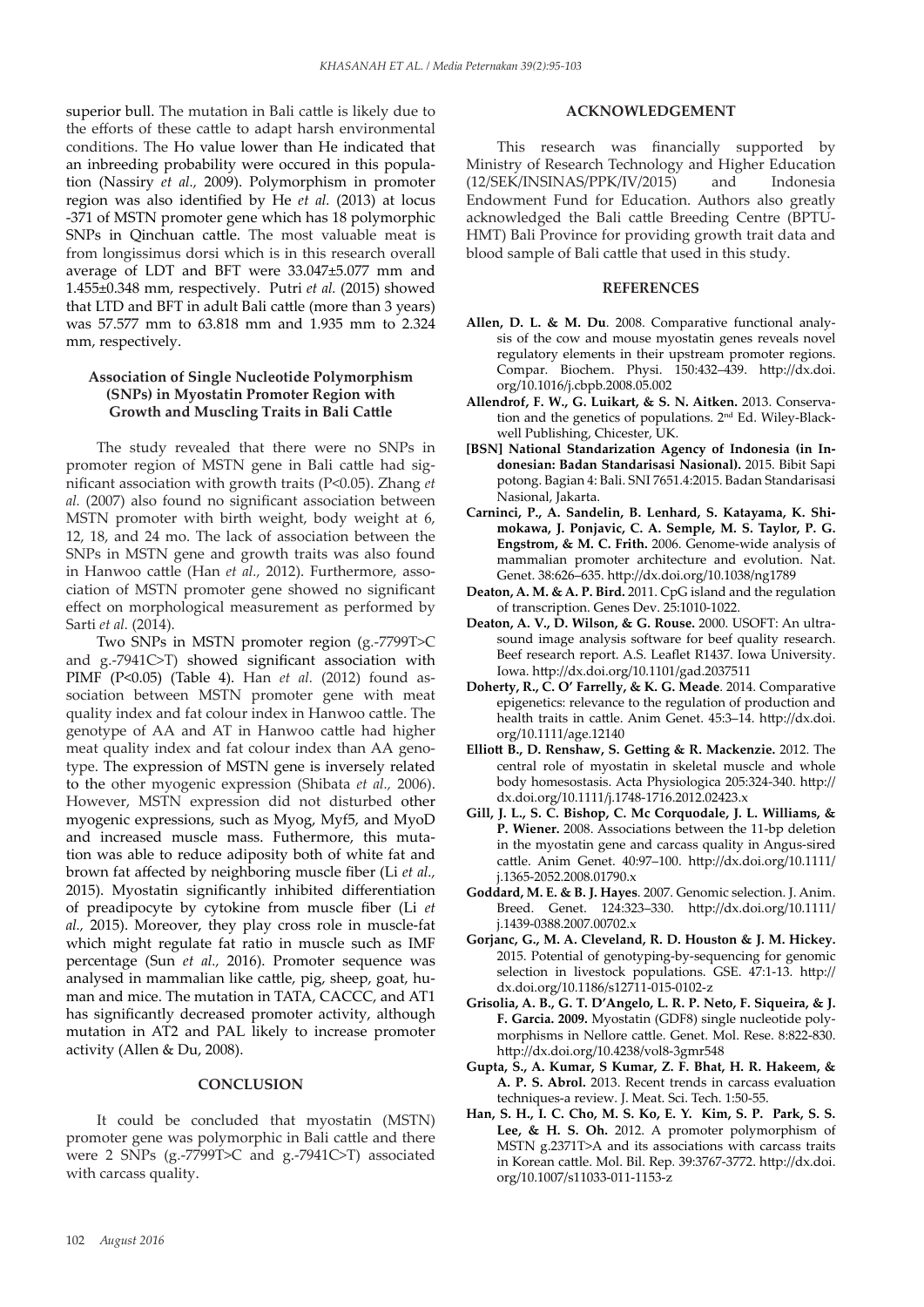superior bull. The mutation in Bali cattle is likely due to the efforts of these cattle to adapt harsh environmental conditions. The Ho value lower than He indicated that an inbreeding probability were occured in this population (Nassiry *et al.,* 2009). Polymorphism in promoter region was also identified by He *et al.* (2013) at locus -371 of MSTN promoter gene which has 18 polymorphic SNPs in Qinchuan cattle. The most valuable meat is from longissimus dorsi which is in this research overall average of LDT and BFT were 33.047±5.077 mm and 1.455±0.348 mm, respectively. Putri *et al.* (2015) showed that LTD and BFT in adult Bali cattle (more than 3 years) was 57.577 mm to 63.818 mm and 1.935 mm to 2.324 mm, respectively.

### Association of Single Nucleotide Polymorphism (SNPs) in Myostatin Promoter Region with Growth and Muscling Traits in Bali Cattle

The study revealed that there were no SNPs in promoter region of MSTN gene in Bali cattle had significant association with growth traits ($P<0.05$). Zhang *et al.* (2007) also found no significant association between MSTN promoter with birth weight, body weight at 6, 12, 18, and 24 mo. The lack of association between the SNPs in MSTN gene and growth traits was also found in Hanwoo cattle (Han *et al.,* 2012). Furthermore, association of MSTN promoter gene showed no significant effect on morphological measurement as performed by Sarti *et al.* (2014).

Two SNPs in MSTN promoter region (g.-7799T>C and g.-7941C>T) showed significant association with PIMF ($P<0.05$) (Table 4). Han *et al.* (2012) found association between MSTN promoter gene with meat quality index and fat colour index in Hanwoo cattle. The genotype of AA and AT in Hanwoo cattle had higher meat quality index and fat colour index than AA genotype. The expression of MSTN gene is inversely related to the other myogenic expression (Shibata *et al.,* 2006). However, MSTN expression did not disturbed other myogenic expressions, such as Myog, Myf5, and MyoD and increased muscle mass. Futhermore, this mutation was able to reduce adiposity both of white fat and brown fat affected by neighboring muscle fiber (Li *et al.,* 2015). Myostatin significantly inhibited differentiation of preadipocyte by cytokine from muscle fiber (Li *et al.,* 2015). Moreover, they play cross role in muscle-fat which might regulate fat ratio in muscle such as IMF percentage (Sun *et al.,* 2016). Promoter sequence was analysed in mammalian like cattle, pig, sheep, goat, human and mice. The mutation in TATA, CACCC, and AT1 has significantly decreased promoter activity, although mutation in AT2 and PAL likely to increase promoter activity (Allen & Du, 2008).

## CONCLUSION

It could be concluded that myostatin (MSTN) promoter gene was polymorphic in Bali cattle and there were 2 SNPs (g.-7799T>C and g.-7941C>T) associated with carcass quality.

## ACKNOWLEDGEMENT

This research was financially supported by Ministry of Research Technology and Higher Education (12/SEK/INSINAS/PPK/IV/2015) and Indonesia Endowment Fund for Education. Authors also greatly acknowledged the Bali cattle Breeding Centre (BPTU-HMT) Bali Province for providing growth trait data and blood sample of Bali cattle that used in this study.

## REFERENCES

**Allen, D. L. & M. Du**. 2008. Comparative functional analysis of the cow and mouse myostatin genes reveals novel regulatory elements in their upstream promoter regions. Compar. Biochem. Physi. 150:432–439. http://dx.doi.org/10.1016/j.cbpb.2008.05.002

**Allendrof, F. W., G. Luikart, & S. N. Aitken.** 2013. Conservation and the genetics of populations. 2nd Ed. Wiley-Blackwell Publishing, Chicester, UK.

**[BSN] National Standarization Agency of Indonesia (in Indonesian: Badan Standarisasi Nasional).** 2015. Bibit Sapi potong. Bagian 4: Bali. SNI 7651.4:2015. Badan Standarisasi Nasional, Jakarta.

**Carninci, P., A. Sandelin, B. Lenhard, S. Katayama, K. Shimokawa, J. Ponjavic, C. A. Semple, M. S. Taylor, P. G. Engstrom, & M. C. Frith.** 2006. Genome-wide analysis of mammalian promoter architecture and evolution. Nat. Genet. 38:626–635. http://dx.doi.org/10.1038/ng1789

**Deaton, A. M. & A. P. Bird.** 2011. CpG island and the regulation of transcription. Genes Dev. 25:1010-1022.

**Deaton, A. V., D. Wilson, & G. Rouse.** 2000. USOFT: An ultrasound image analysis software for beef quality research. Beef research report. A.S. Leaflet R1437. Iowa University. Iowa. http://dx.doi.org/10.1101/gad.2037511

**Doherty, R., C. O' Farrelly, & K. G. Meade**. 2014. Comparative epigenetics: relevance to the regulation of production and health traits in cattle. Anim Genet. 45:3–14. http://dx.doi.org/10.1111/age.12140

**Elliott B., D. Renshaw, S. Getting & R. Mackenzie.** 2012. The central role of myostatin in skeletal muscle and whole body homesostasis. Acta Physiologica 205:324-340. http://dx.doi.org/10.1111/j.1748-1716.2012.02423.x

**Gill, J. L., S. C. Bishop, C. Mc Corquodale, J. L. Williams, & P. Wiener.** 2008. Associations between the 11-bp deletion in the myostatin gene and carcass quality in Angus-sired cattle. Anim Genet. 40:97–100. http://dx.doi.org/10.1111/j.1365-2052.2008.01790.x

**Goddard, M. E. & B. J. Hayes**. 2007. Genomic selection. J. Anim. Breed. Genet. 124:323–330. http://dx.doi.org/10.1111/j.1439-0388.2007.00702.x

**Gorjanc, G., M. A. Cleveland, R. D. Houston & J. M. Hickey.** 2015. Potential of genotyping-by-sequencing for genomic selection in livestock populations. GSE. 47:1-13. http://dx.doi.org/10.1186/s12711-015-0102-z

**Grisolia, A. B., G. T. D'Angelo, L. R. P. Neto, F. Siqueira, & J. F. Garcia. 2009.** Myostatin (GDF8) single nucleotide polymorphisms in Nellore cattle. Genet. Mol. Rese. 8:822-830. http://dx.doi.org/10.4238/vol8-3gmr548

**Gupta, S., A. Kumar, S Kumar, Z. F. Bhat, H. R. Hakeem, & A. P. S. Abrol.** 2013. Recent trends in carcass evaluation techniques-a review. J. Meat. Sci. Tech. 1:50-55.

**Han, S. H., I. C. Cho, M. S. Ko, E. Y. Kim, S. P. Park, S. S. Lee, & H. S. Oh.** 2012. A promoter polymorphism of MSTN g.2371T>A and its associations with carcass traits in Korean cattle. Mol. Bil. Rep. 39:3767-3772. http://dx.doi.org/10.1007/s11033-011-1153-z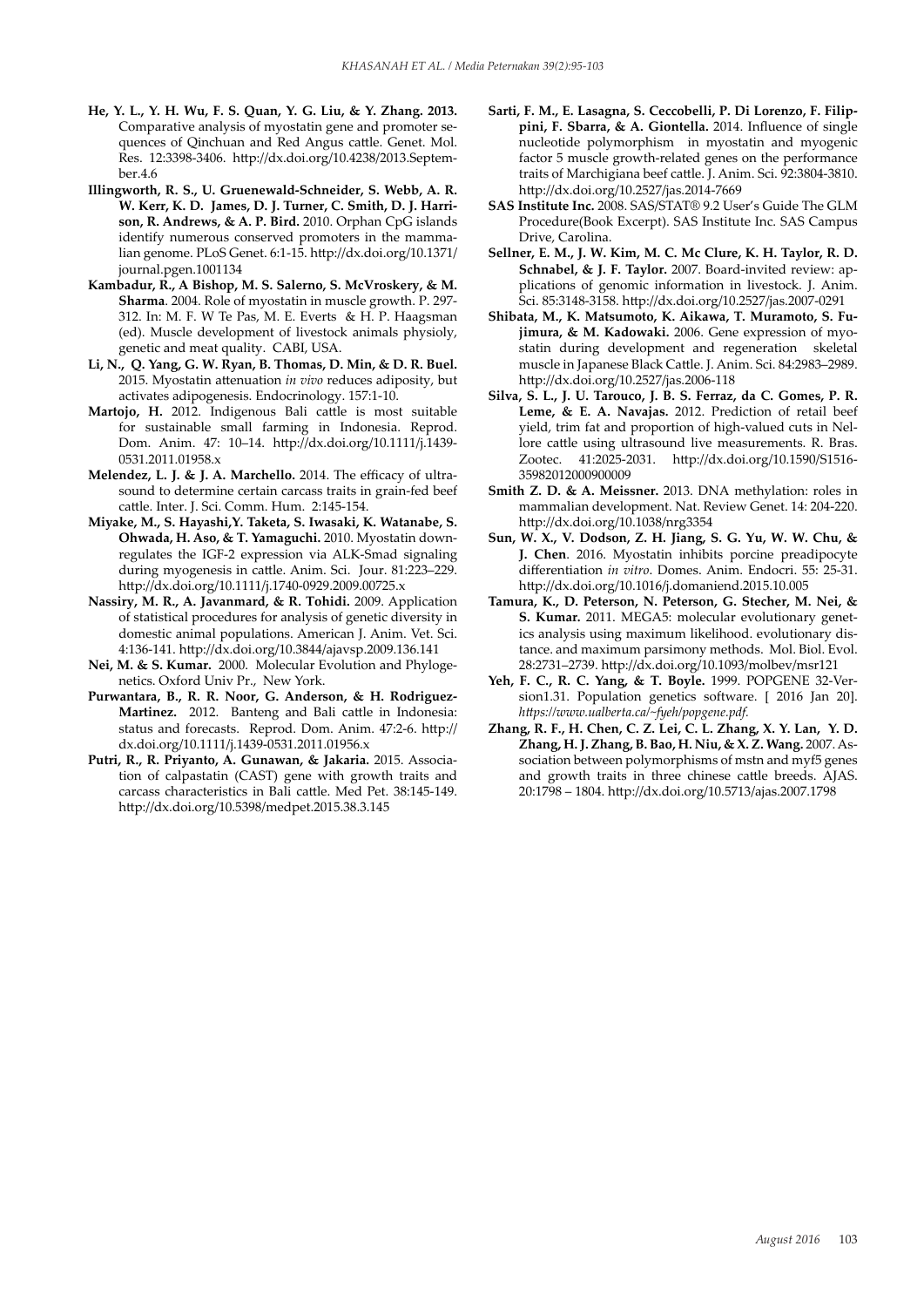**He, Y. L., Y. H. Wu, F. S. Quan, Y. G. Liu, & Y. Zhang. 2013.** Comparative analysis of myostatin gene and promoter sequences of Qinchuan and Red Angus cattle. Genet. Mol. Res. 12:3398-3406. http://dx.doi.org/10.4238/2013.September.4.6

**Illingworth, R. S., U. Gruenewald-Schneider, S. Webb, A. R. W. Kerr, K. D. James, D. J. Turner, C. Smith, D. J. Harrison, R. Andrews, & A. P. Bird.** 2010. Orphan CpG islands identify numerous conserved promoters in the mammalian genome. PLoS Genet. 6:1-15. http://dx.doi.org/10.1371/journal.pgen.1001134

**Kambadur, R., A Bishop, M. S. Salerno, S. McVroskery, & M. Sharma**. 2004. Role of myostatin in muscle growth. P. 297-312. In: M. F. W Te Pas, M. E. Everts & H. P. Haagsman (ed). Muscle development of livestock animals physioly, genetic and meat quality. CABI, USA.

**Li, N., Q. Yang, G. W. Ryan, B. Thomas, D. Min, & D. R. Buel.** 2015. Myostatin attenuation *in vivo* reduces adiposity, but activates adipogenesis. Endocrinology. 157:1-10.

**Martojo, H.** 2012. Indigenous Bali cattle is most suitable for sustainable small farming in Indonesia. Reprod. Dom. Anim. 47: 10–14. http://dx.doi.org/10.1111/j.1439-0531.2011.01958.x

**Melendez, L. J. & J. A. Marchello.** 2014. The efficacy of ultrasound to determine certain carcass traits in grain-fed beef cattle. Inter. J. Sci. Comm. Hum. 2:145-154.

**Miyake, M., S. Hayashi,Y. Taketa, S. Iwasaki, K. Watanabe, S. Ohwada, H. Aso, & T. Yamaguchi.** 2010. Myostatin downregulates the IGF-2 expression via ALK-Smad signaling during myogenesis in cattle. Anim. Sci. Jour. 81:223–229. http://dx.doi.org/10.1111/j.1740-0929.2009.00725.x

**Nassiry, M. R., A. Javanmard, & R. Tohidi.** 2009. Application of statistical procedures for analysis of genetic diversity in domestic animal populations. American J. Anim. Vet. Sci. 4:136-141. http://dx.doi.org/10.3844/ajavsp.2009.136.141

**Nei, M. & S. Kumar.** 2000. Molecular Evolution and Phylogenetics. Oxford Univ Pr., New York.

**Purwantara, B., R. R. Noor, G. Anderson, & H. Rodriguez-Martinez.** 2012. Banteng and Bali cattle in Indonesia: status and forecasts. Reprod. Dom. Anim. 47:2-6. http://dx.doi.org/10.1111/j.1439-0531.2011.01956.x

**Putri, R., R. Priyanto, A. Gunawan, & Jakaria.** 2015. Association of calpastatin (CAST) gene with growth traits and carcass characteristics in Bali cattle. Med Pet. 38:145-149. http://dx.doi.org/10.5398/medpet.2015.38.3.145

**Sarti, F. M., E. Lasagna, S. Ceccobelli, P. Di Lorenzo, F. Filippini, F. Sbarra, & A. Giontella.** 2014. Influence of single nucleotide polymorphism in myostatin and myogenic factor 5 muscle growth-related genes on the performance traits of Marchigiana beef cattle. J. Anim. Sci. 92:3804-3810. http://dx.doi.org/10.2527/jas.2014-7669

**SAS Institute Inc.** 2008. SAS/STAT® 9.2 User's Guide The GLM Procedure(Book Excerpt). SAS Institute Inc. SAS Campus Drive, Carolina.

**Sellner, E. M., J. W. Kim, M. C. Mc Clure, K. H. Taylor, R. D. Schnabel, & J. F. Taylor.** 2007. Board-invited review: applications of genomic information in livestock. J. Anim. Sci. 85:3148-3158. http://dx.doi.org/10.2527/jas.2007-0291

**Shibata, M., K. Matsumoto, K. Aikawa, T. Muramoto, S. Fujimura, & M. Kadowaki.** 2006. Gene expression of myostatin during development and regeneration skeletal muscle in Japanese Black Cattle. J. Anim. Sci. 84:2983–2989. http://dx.doi.org/10.2527/jas.2006-118

**Silva, S. L., J. U. Tarouco, J. B. S. Ferraz, da C. Gomes, P. R. Leme, & E. A. Navajas.** 2012. Prediction of retail beef yield, trim fat and proportion of high-valued cuts in Nellore cattle using ultrasound live measurements. R. Bras. Zootec. 41:2025-2031. http://dx.doi.org/10.1590/S1516-35982012000900009

**Smith Z. D. & A. Meissner.** 2013. DNA methylation: roles in mammalian development. Nat. Review Genet. 14: 204-220. http://dx.doi.org/10.1038/nrg3354

**Sun, W. X., V. Dodson, Z. H. Jiang, S. G. Yu, W. W. Chu, & J. Chen**. 2016. Myostatin inhibits porcine preadipocyte differentiation *in vitro*. Domes. Anim. Endocri. 55: 25-31. http://dx.doi.org/10.1016/j.domaniend.2015.10.005

**Tamura, K., D. Peterson, N. Peterson, G. Stecher, M. Nei, & S. Kumar.** 2011. MEGA5: molecular evolutionary genetics analysis using maximum likelihood. evolutionary distance. and maximum parsimony methods. Mol. Biol. Evol. 28:2731–2739. http://dx.doi.org/10.1093/molbev/msr121

**Yeh, F. C., R. C. Yang, & T. Boyle.** 1999. POPGENE 32-Version1.31. Population genetics software. [ 2016 Jan 20]. *https://www.ualberta.ca/~fyeh/popgene.pdf.*

**Zhang, R. F., H. Chen, C. Z. Lei, C. L. Zhang, X. Y. Lan, Y. D. Zhang, H. J. Zhang, B. Bao, H. Niu, & X. Z. Wang.** 2007. Association between polymorphisms of mstn and myf5 genes and growth traits in three chinese cattle breeds. AJAS. 20:1798 – 1804. http://dx.doi.org/10.5713/ajas.2007.1798